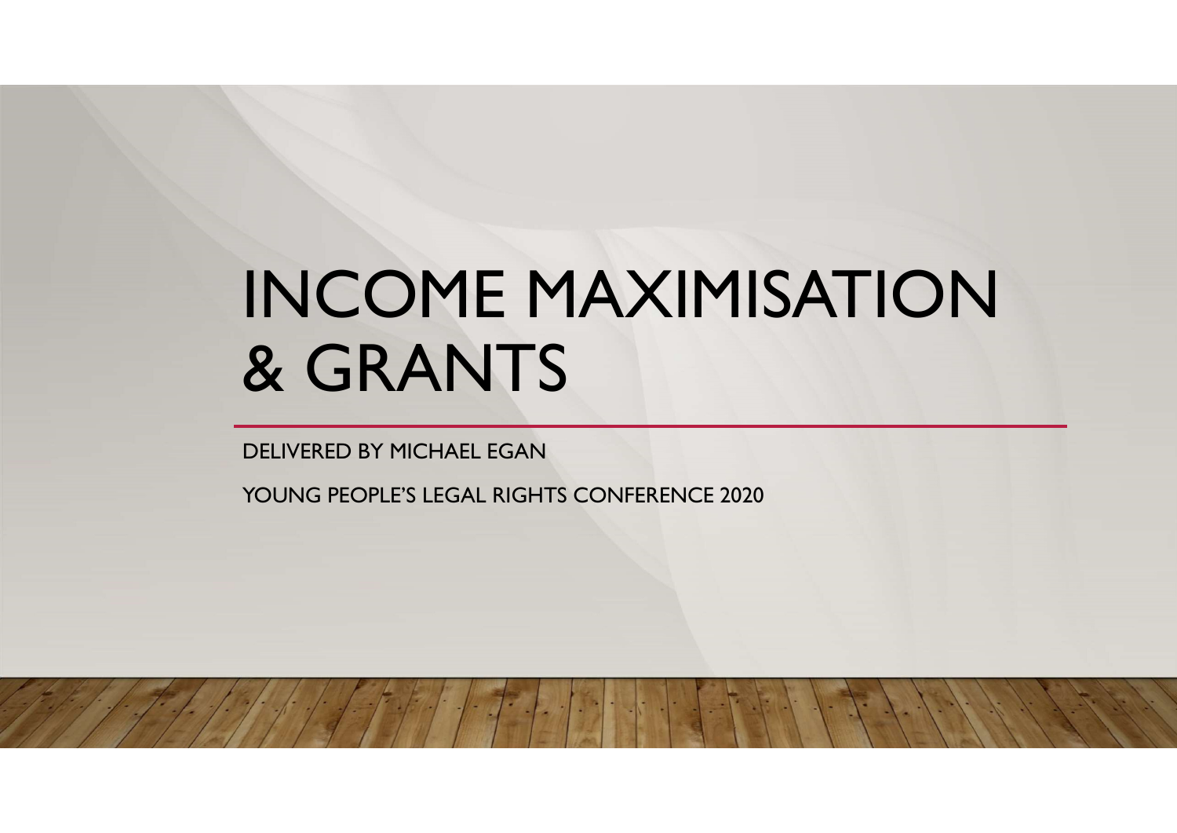# INCOME MAXIMISATION & GRANTS

DELIVERED BY MICHAEL EGAN

YOUNG PEOPLE'S LEGAL RIGHTS CONFERENCE 2020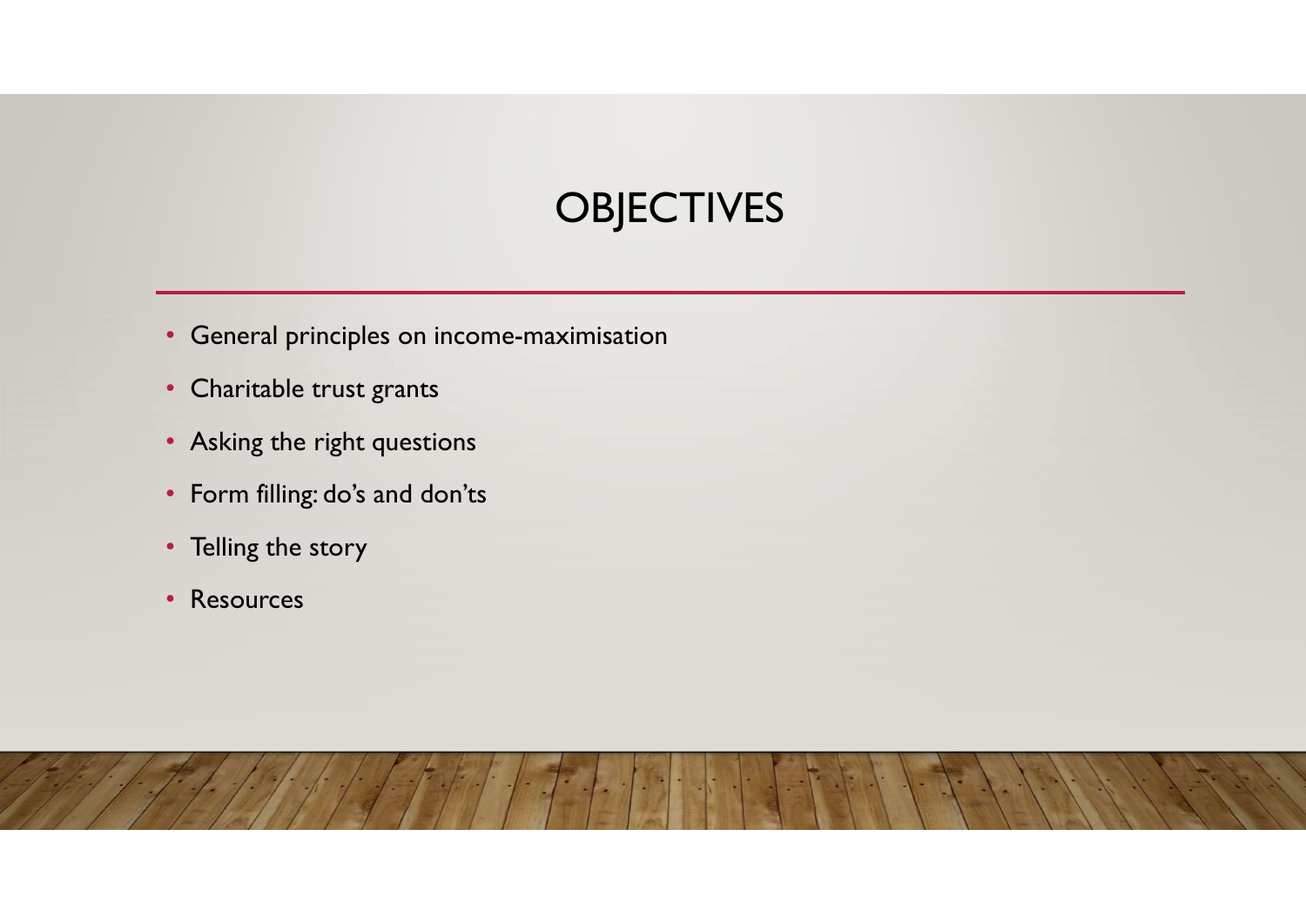# OBJECTIVES

- General principles on income-maximisation
- Charitable trust grants
- Asking the right questions
- Form filling: do's and don'ts
- Telling the story
- Resources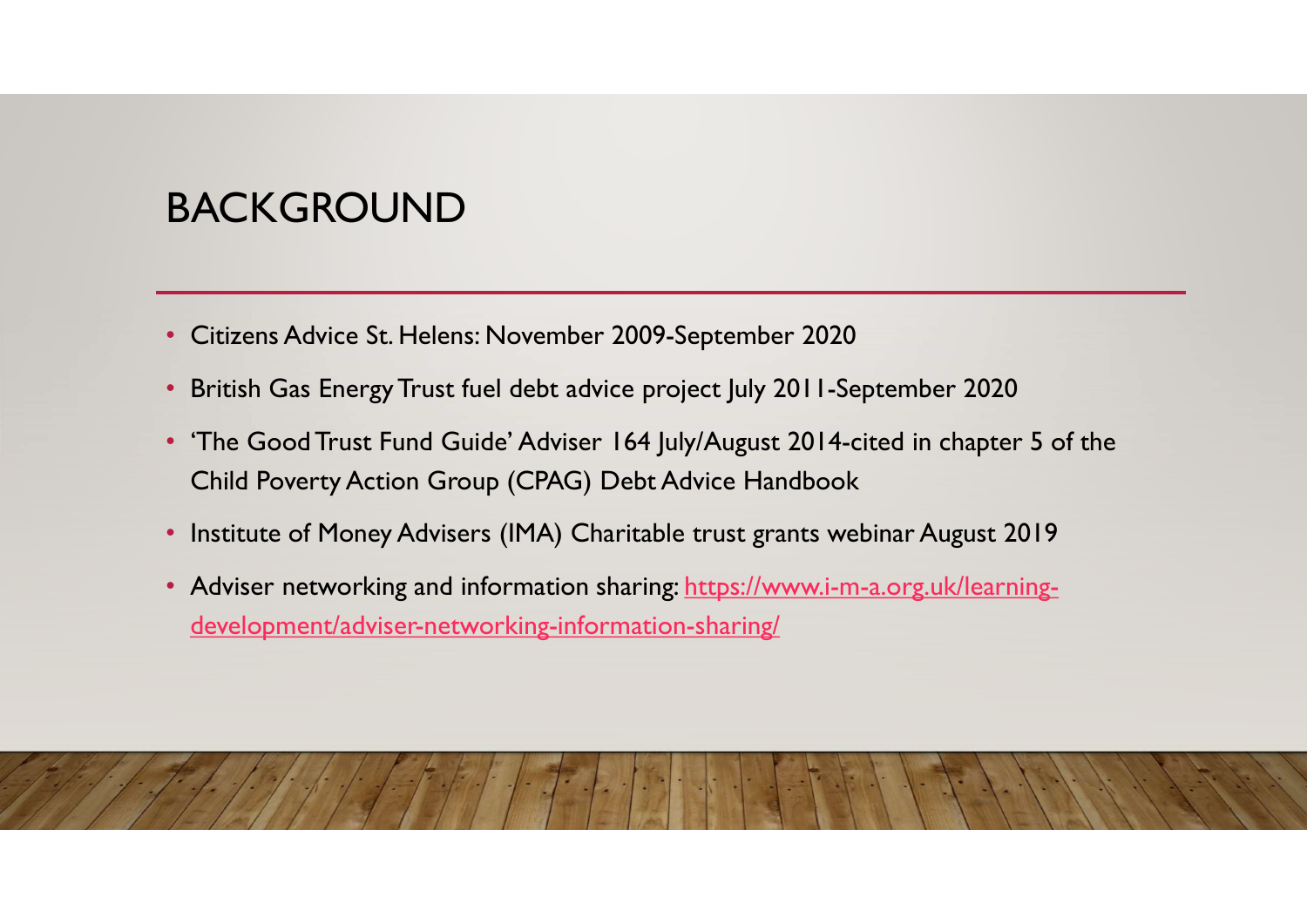# BACKGROUND

- Citizens Advice St. Helens: November 2009-September 2020
- British Gas Energy Trust fuel debt advice project July 2011-September 2020
- 'The Good Trust Fund Guide' Adviser 164 July/August 2014-cited in chapter 5 of the Child Poverty Action Group (CPAG) Debt Advice Handbook
- Institute of Money Advisers (IMA) Charitable trust grants webinar August 2019
- Adviser networking and information sharing: [https://www.i-m-a.org.uk/learning-development/adviser-networking-information-sharing/](https://www.i-m-a.org.uk/learning-development/adviser-networking-information-sharing/)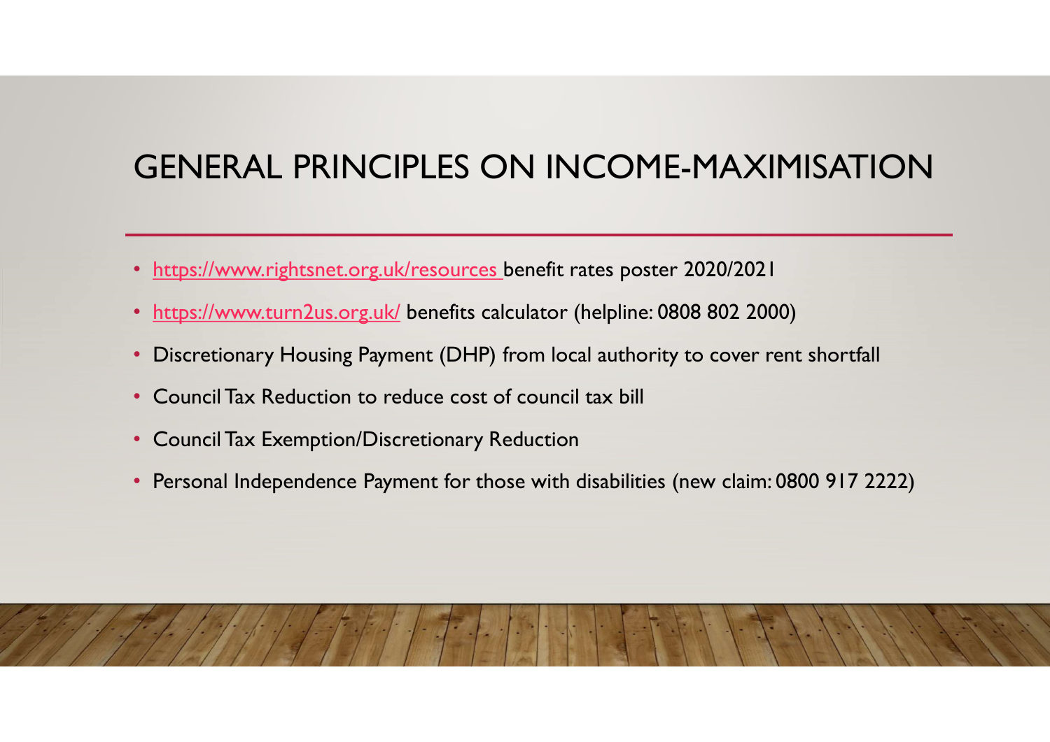# GENERAL PRINCIPLES ON INCOME-MAXIMISATION

- https://www.rightsnet.org.uk/resources benefit rates poster 2020/2021
- https://www.turn2us.org.uk/ benefits calculator (helpline: 0808 802 2000)
- Discretionary Housing Payment (DHP) from local authority to cover rent shortfall
- Council Tax Reduction to reduce cost of council tax bill
- Council Tax Exemption/Discretionary Reduction
- Personal Independence Payment for those with disabilities (new claim: 0800 917 2222)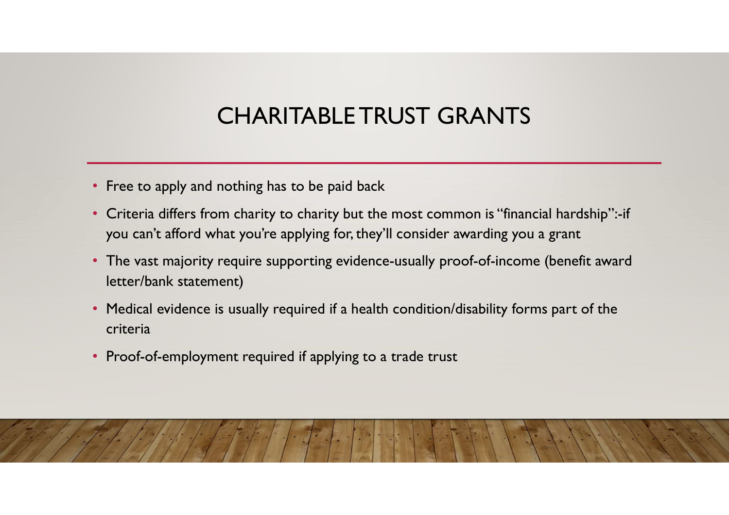# CHARITABLE TRUST GRANTS

- Free to apply and nothing has to be paid back
- Criteria differs from charity to charity but the most common is "financial hardship":-if you can't afford what you're applying for, they'll consider awarding you a grant
- The vast majority require supporting evidence-usually proof-of-income (benefit award letter/bank statement)
- Medical evidence is usually required if a health condition/disability forms part of the criteria
- Proof-of-employment required if applying to a trade trust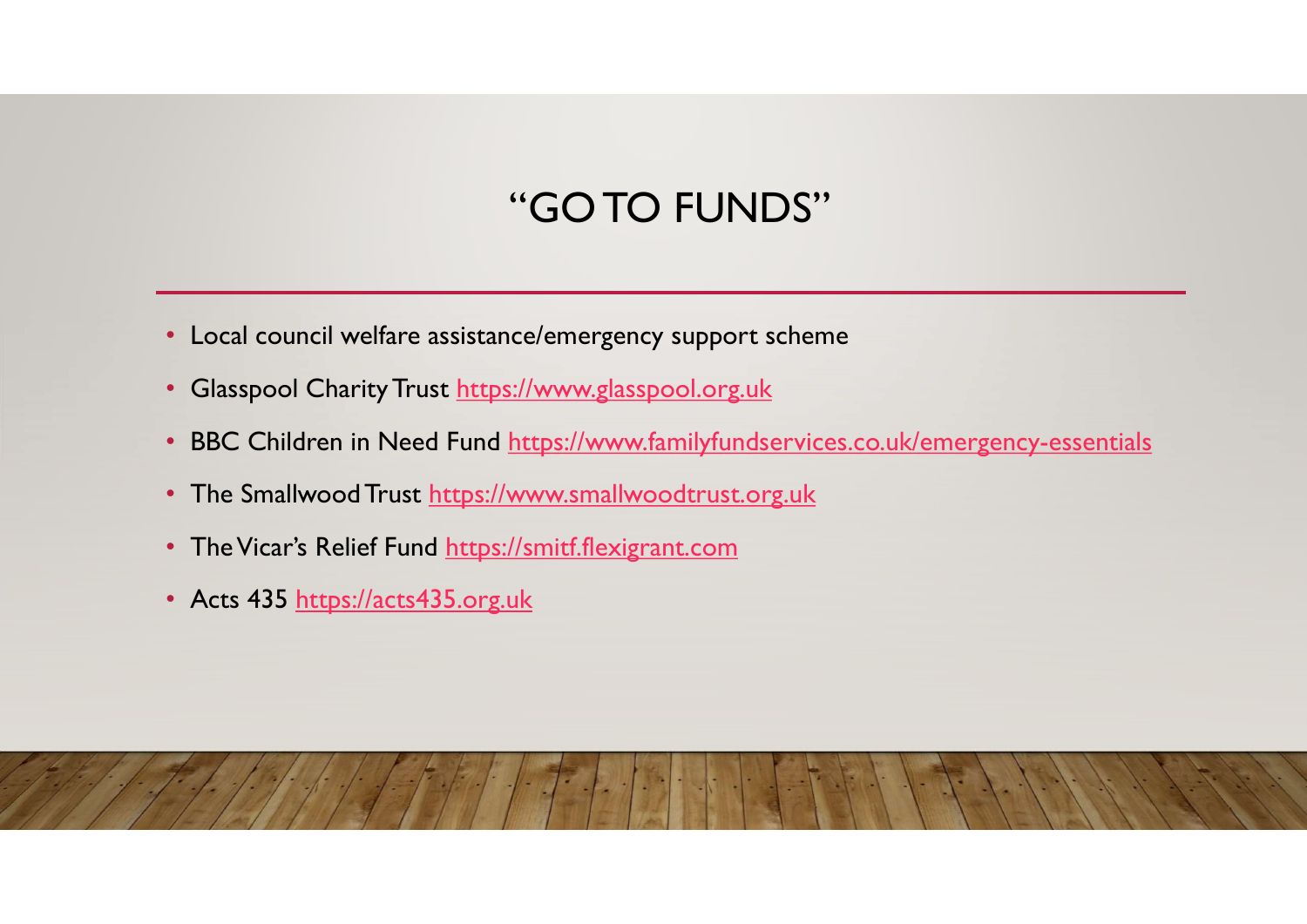# "GO TO FUNDS"

- Local council welfare assistance/emergency support scheme
- Glasspool Charity Trust https://www.glasspool.org.uk
- BBC Children in Need Fund https://www.familyfundservices.co.uk/emergency-essentials
- The Smallwood Trust https://www.smallwoodtrust.org.uk
- The Vicar's Relief Fund https://smitf.flexigrant.com
- Acts 435 https://acts435.org.uk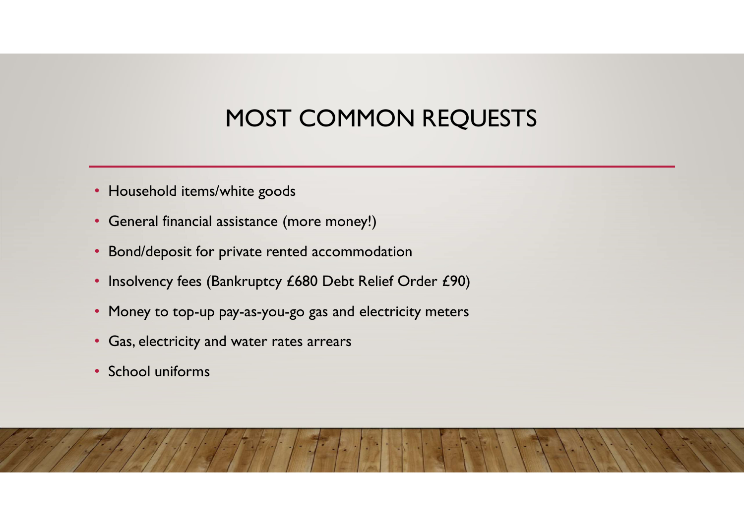# MOST COMMON REQUESTS

- Household items/white goods
- General financial assistance (more money!)
- Bond/deposit for private rented accommodation
- Insolvency fees (Bankruptcy £680 Debt Relief Order £90)
- Money to top-up pay-as-you-go gas and electricity meters
- Gas, electricity and water rates arrears
- School uniforms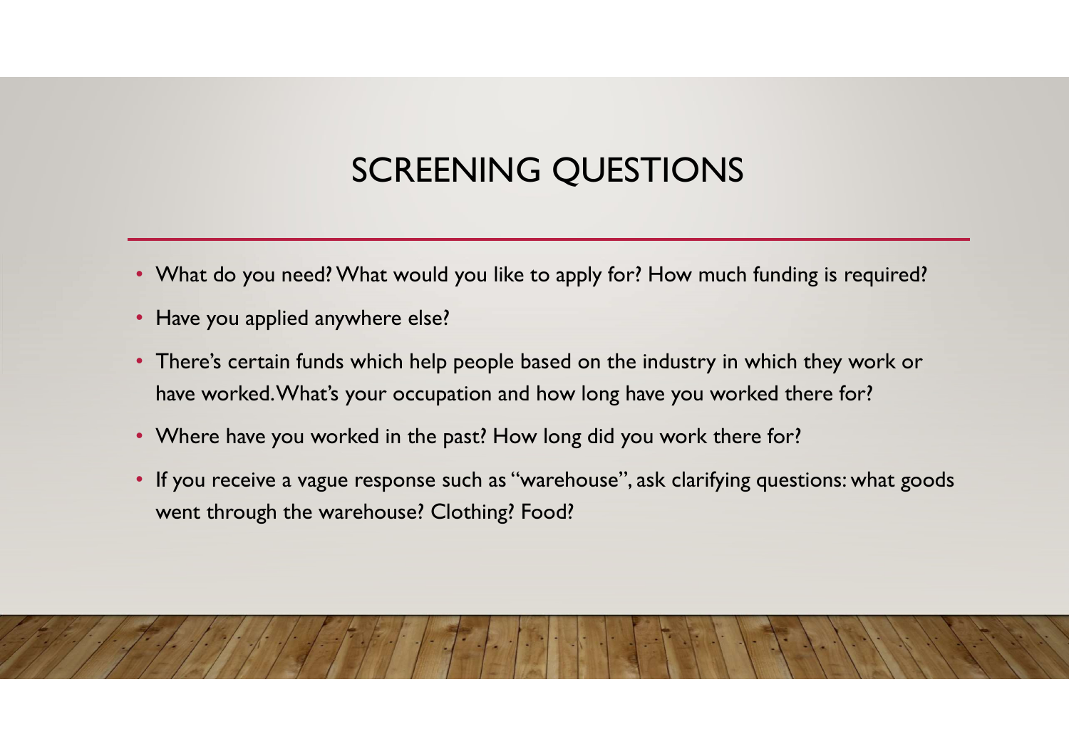# SCREENING QUESTIONS

- What do you need? What would you like to apply for? How much funding is required?
- Have you applied anywhere else?
- There's certain funds which help people based on the industry in which they work or have worked. What's your occupation and how long have you worked there for?
- Where have you worked in the past? How long did you work there for?
- If you receive a vague response such as "warehouse", ask clarifying questions: what goods went through the warehouse? Clothing? Food?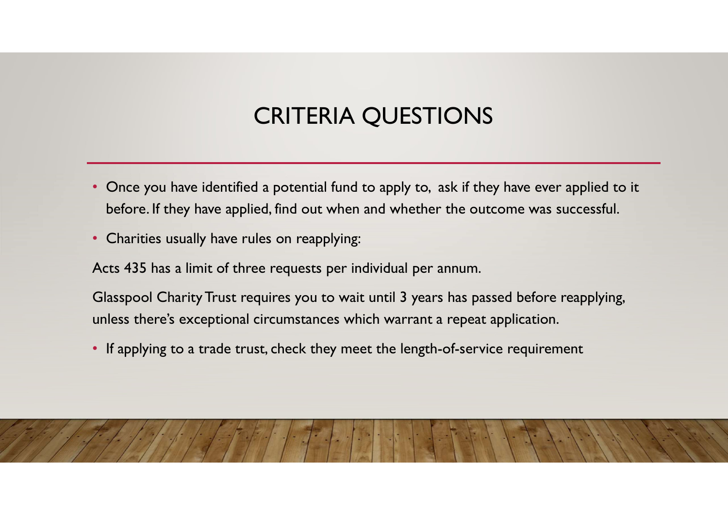# CRITERIA QUESTIONS

- Once you have identified a potential fund to apply to, ask if they have ever applied to it before. If they have applied, find out when and whether the outcome was successful.
- Charities usually have rules on reapplying:

Acts 435 has a limit of three requests per individual per annum.

Glasspool Charity Trust requires you to wait until 3 years has passed before reapplying, unless there's exceptional circumstances which warrant a repeat application.

- If applying to a trade trust, check they meet the length-of-service requirement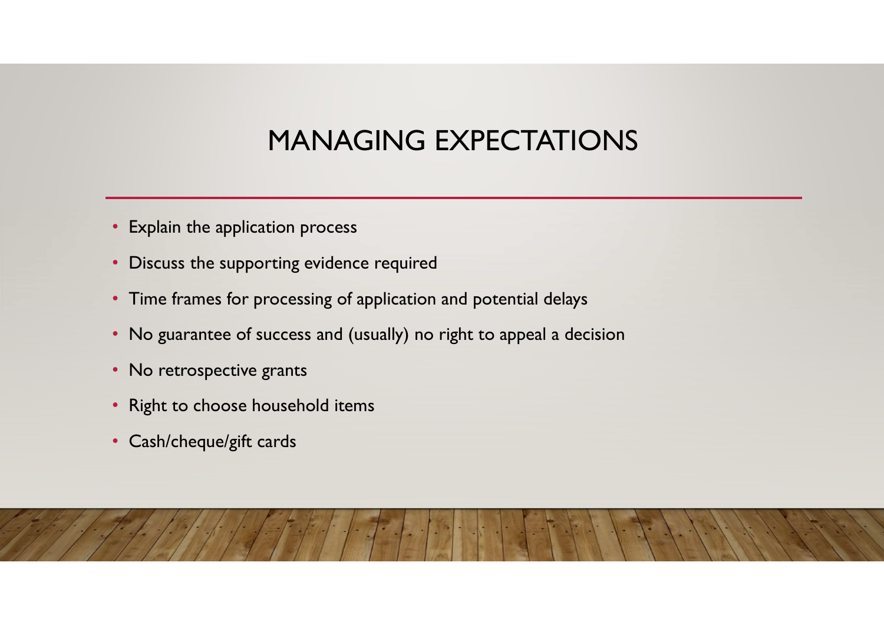# MANAGING EXPECTATIONS

- Explain the application process
- Discuss the supporting evidence required
- Time frames for processing of application and potential delays
- No guarantee of success and (usually) no right to appeal a decision
- No retrospective grants
- Right to choose household items
- Cash/cheque/gift cards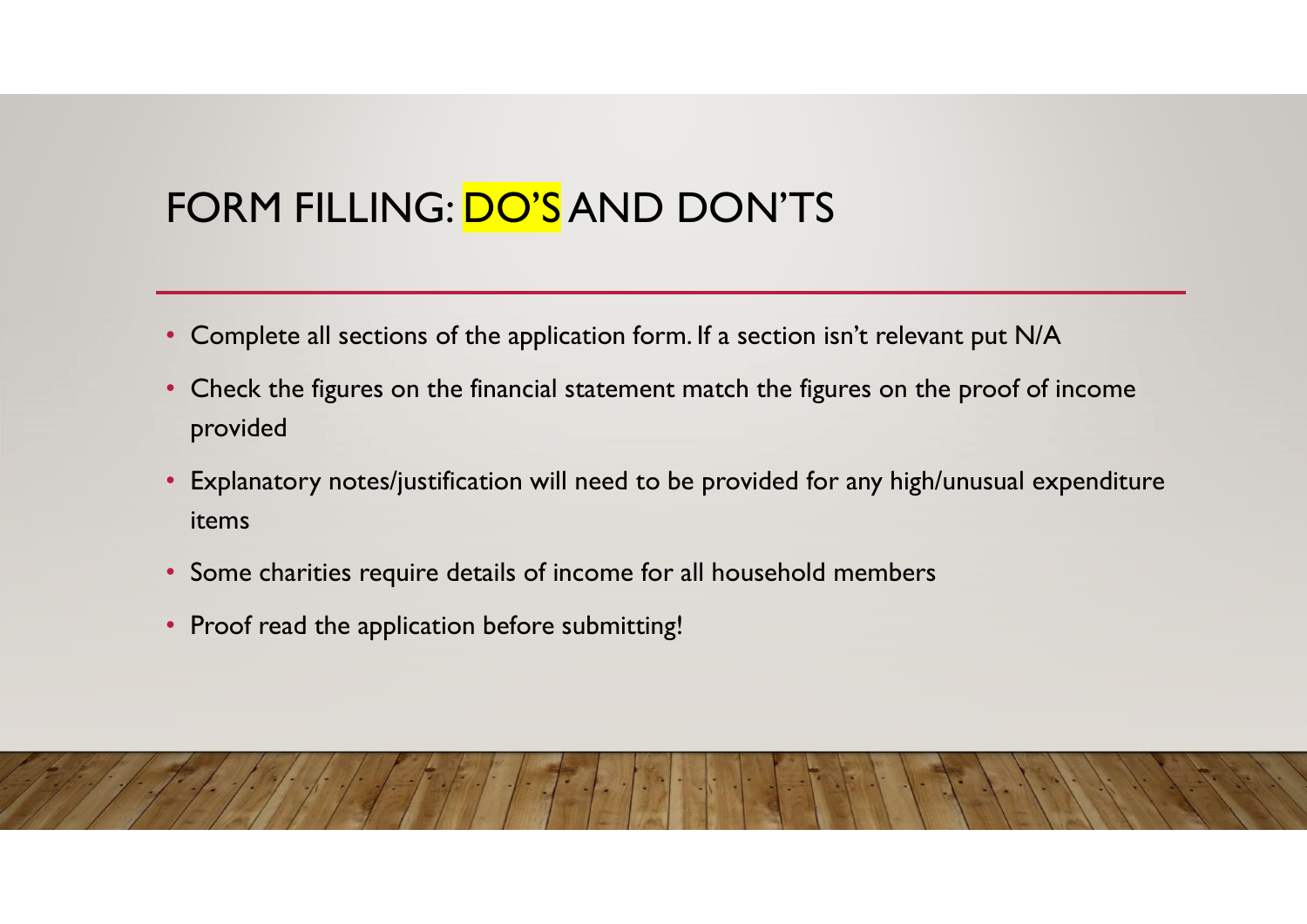# FORM FILLING: DO'S AND DON'TS

- Complete all sections of the application form. If a section isn't relevant put N/A
- Check the figures on the financial statement match the figures on the proof of income provided
- Explanatory notes/justification will need to be provided for any high/unusual expenditure items
- Some charities require details of income for all household members
- Proof read the application before submitting!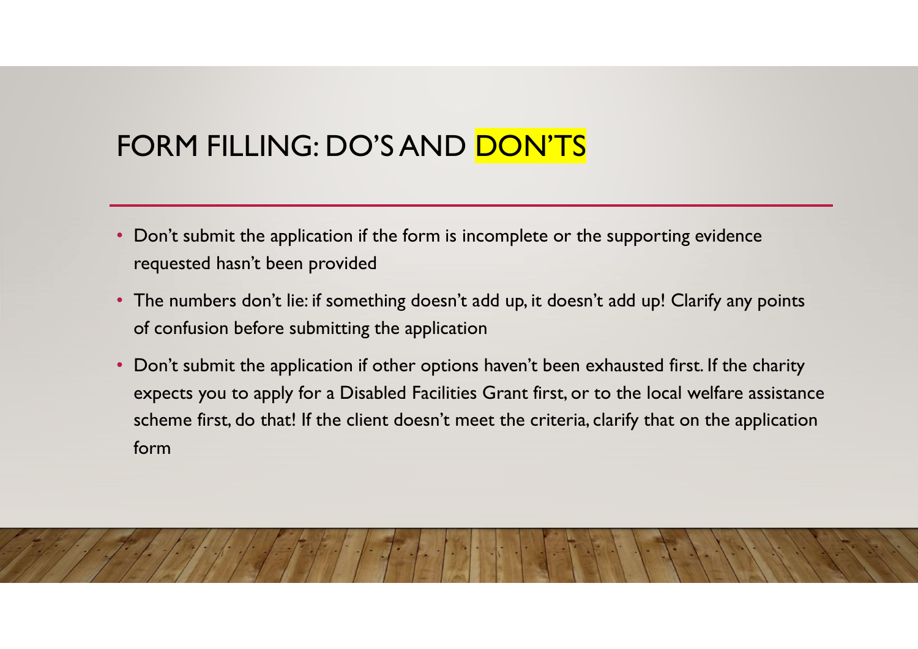# FORM FILLING: DO'S AND DON'TS

- Don't submit the application if the form is incomplete or the supporting evidence requested hasn't been provided
- The numbers don't lie: if something doesn't add up, it doesn't add up! Clarify any points of confusion before submitting the application
- Don't submit the application if other options haven't been exhausted first. If the charity expects you to apply for a Disabled Facilities Grant first, or to the local welfare assistance scheme first, do that! If the client doesn't meet the criteria, clarify that on the application form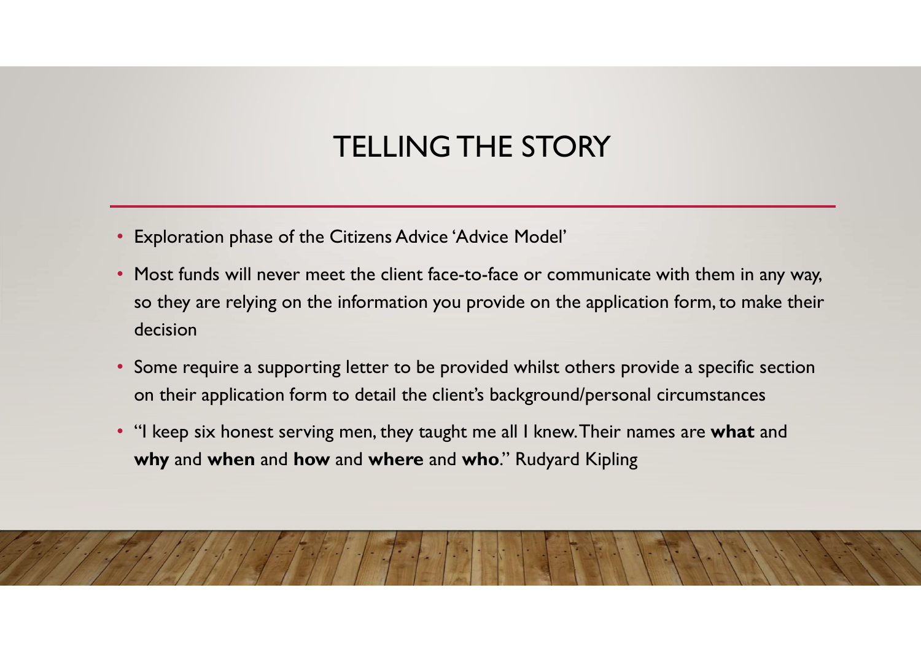# TELLING THE STORY

- Exploration phase of the Citizens Advice 'Advice Model'
- Most funds will never meet the client face-to-face or communicate with them in any way, so they are relying on the information you provide on the application form, to make their decision
- Some require a supporting letter to be provided whilst others provide a specific section on their application form to detail the client's background/personal circumstances
- "I keep six honest serving men, they taught me all I knew. Their names are **what** and **why** and **when** and **how** and **where** and **who**." Rudyard Kipling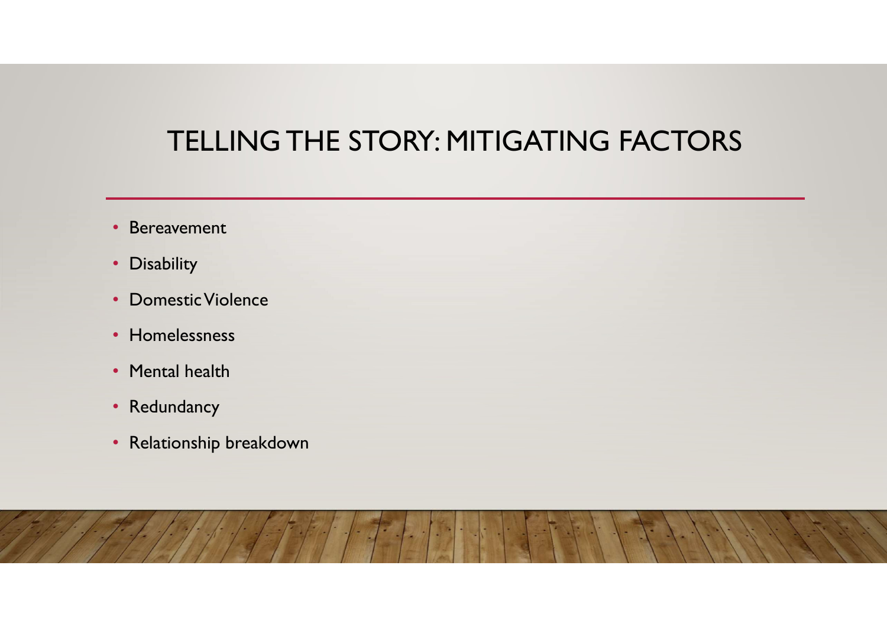# TELLING THE STORY: MITIGATING FACTORS

- Bereavement
- Disability
- Domestic Violence
- Homelessness
- Mental health
- Redundancy
- Relationship breakdown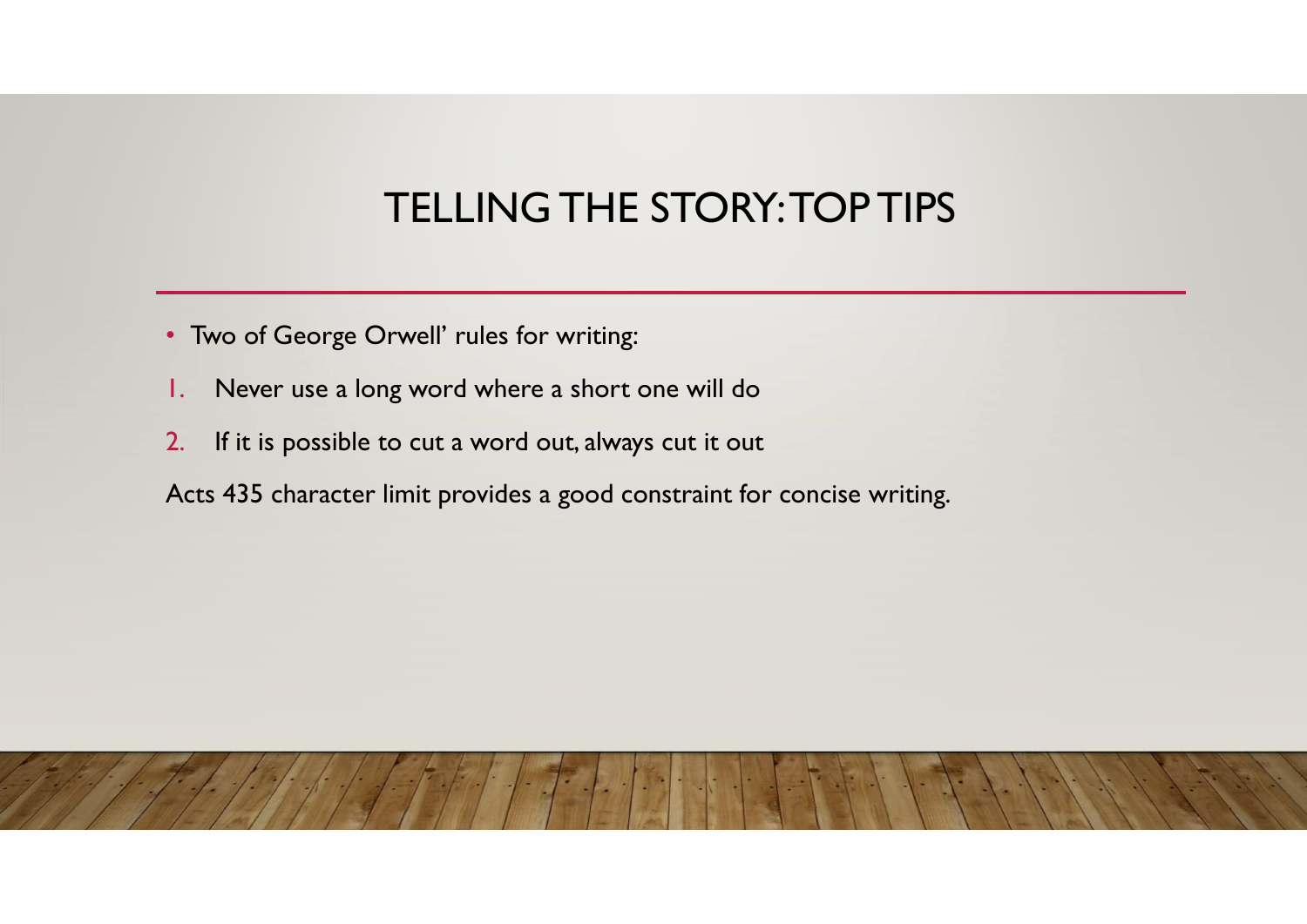# TELLING THE STORY: TOP TIPS

- Two of George Orwell' rules for writing:

1. Never use a long word where a short one will do
2. If it is possible to cut a word out, always cut it out

Acts 435 character limit provides a good constraint for concise writing.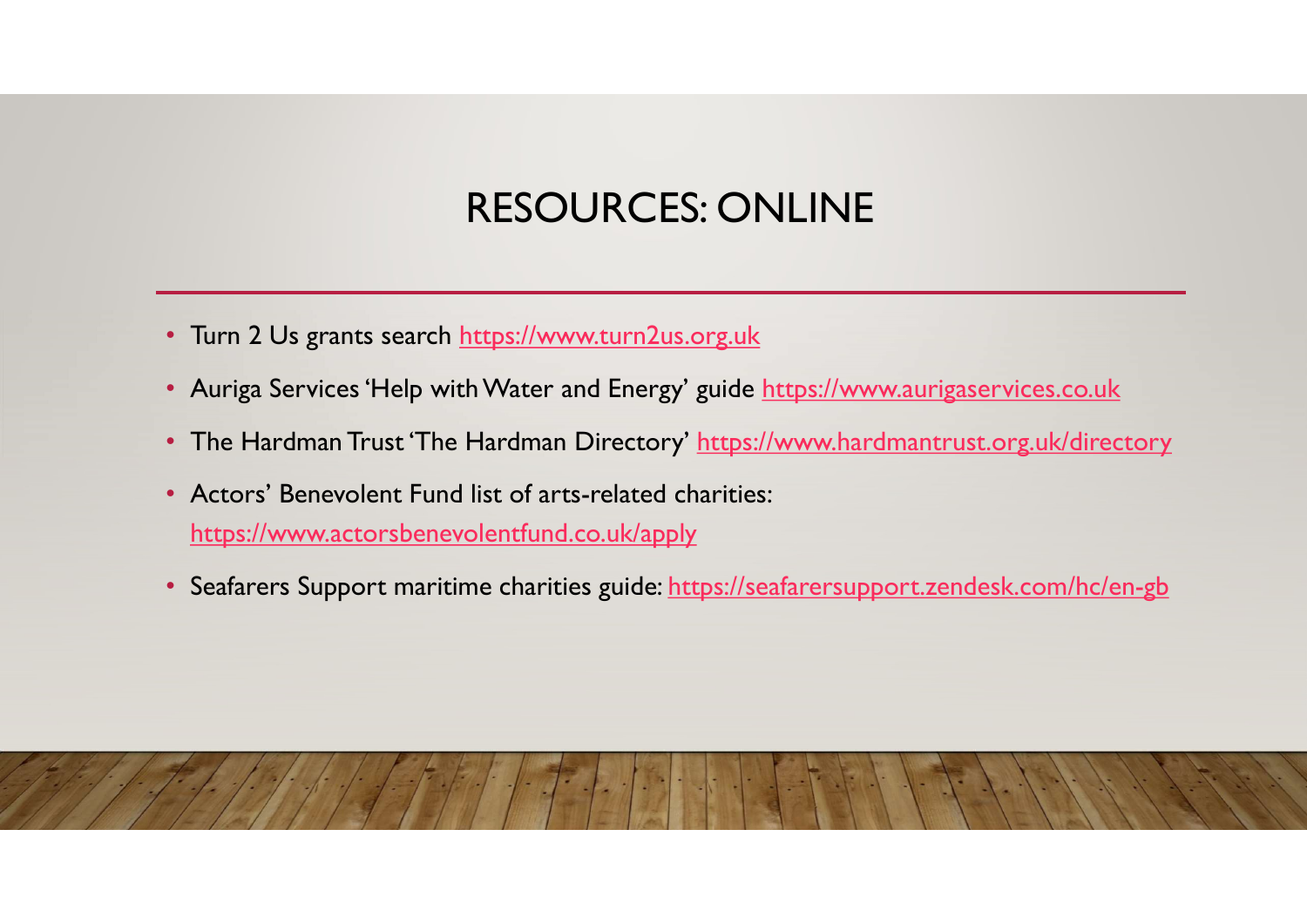# RESOURCES: ONLINE

- Turn 2 Us grants search https://www.turn2us.org.uk
- Auriga Services 'Help with Water and Energy' guide https://www.aurigaservices.co.uk
- The Hardman Trust 'The Hardman Directory' https://www.hardmantrust.org.uk/directory
- Actors' Benevolent Fund list of arts-related charities: https://www.actorsbenevolentfund.co.uk/apply
- Seafarers Support maritime charities guide: https://seafarersupport.zendesk.com/hc/en-gb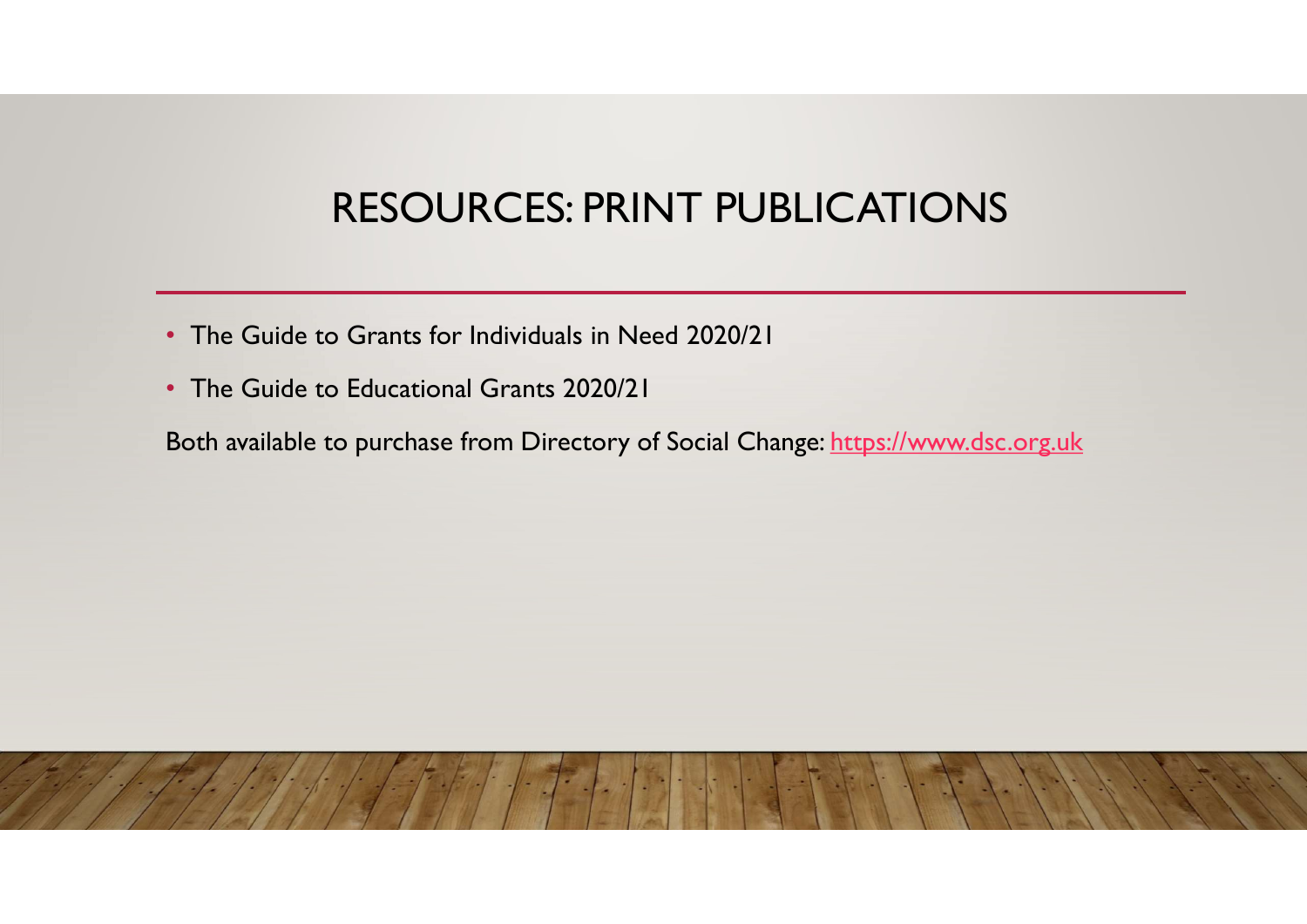# RESOURCES: PRINT PUBLICATIONS

- The Guide to Grants for Individuals in Need 2020/21
- The Guide to Educational Grants 2020/21

Both available to purchase from Directory of Social Change: https://www.dsc.org.uk